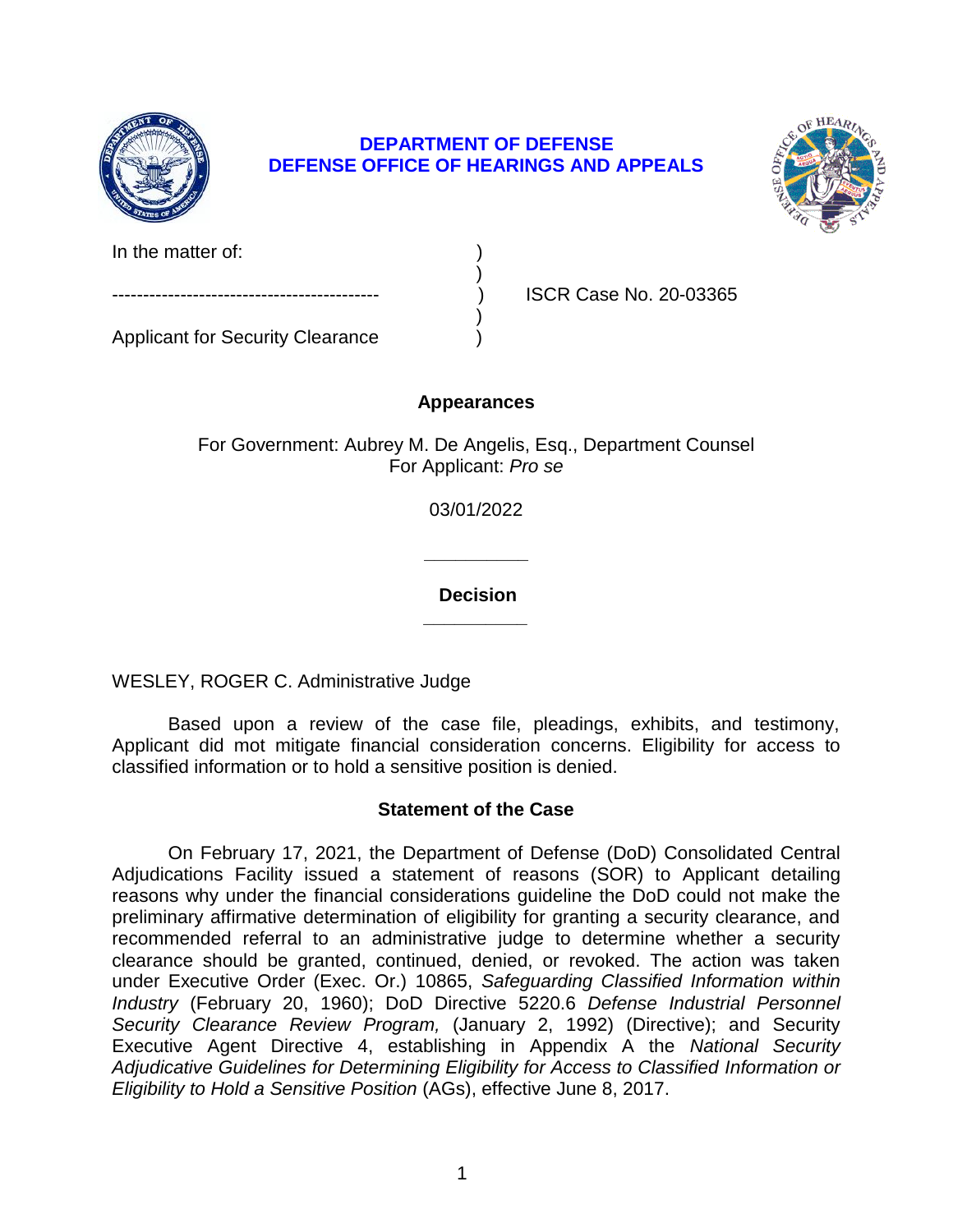**DEPARTMENT OF DEFENSE**
**DEFENSE OFFICE OF HEARINGS AND APPEALS**

| | | |
|---|---|---|
| In the matter of: | ) | |
| | ) | |
| ------------------------------------------- | ) | ISCR Case No. 20-03365 |
| | ) | |
| Applicant for Security Clearance | ) | |

## Appearances

For Government: Aubrey M. De Angelis, Esq., Department Counsel
For Applicant: *Pro se*

03/01/2022

______________

## Decision

______________

WESLEY, ROGER C. Administrative Judge

Based upon a review of the case file, pleadings, exhibits, and testimony, Applicant did mot mitigate financial consideration concerns. Eligibility for access to classified information or to hold a sensitive position is denied.

## Statement of the Case

On February 17, 2021, the Department of Defense (DoD) Consolidated Central Adjudications Facility issued a statement of reasons (SOR) to Applicant detailing reasons why under the financial considerations guideline the DoD could not make the preliminary affirmative determination of eligibility for granting a security clearance, and recommended referral to an administrative judge to determine whether a security clearance should be granted, continued, denied, or revoked. The action was taken under Executive Order (Exec. Or.) 10865, *Safeguarding Classified Information within Industry* (February 20, 1960); DoD Directive 5220.6 *Defense Industrial Personnel Security Clearance Review Program,* (January 2, 1992) (Directive); and Security Executive Agent Directive 4, establishing in Appendix A the *National Security Adjudicative Guidelines for Determining Eligibility for Access to Classified Information or Eligibility to Hold a Sensitive Position* (AGs), effective June 8, 2017.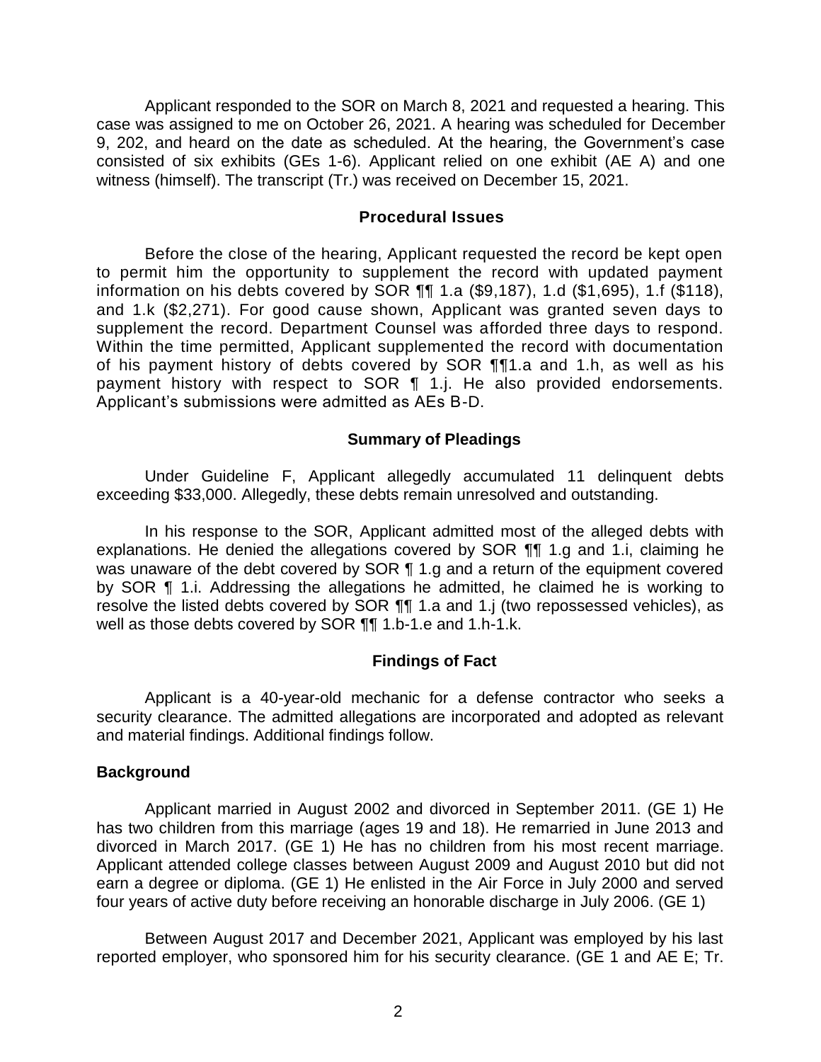Applicant responded to the SOR on March 8, 2021 and requested a hearing. This case was assigned to me on October 26, 2021. A hearing was scheduled for December 9, 202, and heard on the date as scheduled. At the hearing, the Government's case consisted of six exhibits (GEs 1-6). Applicant relied on one exhibit (AE A) and one witness (himself). The transcript (Tr.) was received on December 15, 2021.

## Procedural Issues

Before the close of the hearing, Applicant requested the record be kept open to permit him the opportunity to supplement the record with updated payment information on his debts covered by SOR ¶¶ 1.a ($9,187), 1.d ($1,695), 1.f ($118), and 1.k ($2,271). For good cause shown, Applicant was granted seven days to supplement the record. Department Counsel was afforded three days to respond. Within the time permitted, Applicant supplemented the record with documentation of his payment history of debts covered by SOR ¶¶1.a and 1.h, as well as his payment history with respect to SOR ¶ 1.j. He also provided endorsements. Applicant's submissions were admitted as AEs B-D.

## Summary of Pleadings

Under Guideline F, Applicant allegedly accumulated 11 delinquent debts exceeding $33,000. Allegedly, these debts remain unresolved and outstanding.

In his response to the SOR, Applicant admitted most of the alleged debts with explanations. He denied the allegations covered by SOR ¶¶ 1.g and 1.i, claiming he was unaware of the debt covered by SOR ¶ 1.g and a return of the equipment covered by SOR ¶ 1.i. Addressing the allegations he admitted, he claimed he is working to resolve the listed debts covered by SOR ¶¶ 1.a and 1.j (two repossessed vehicles), as well as those debts covered by SOR ¶¶ 1.b-1.e and 1.h-1.k.

## Findings of Fact

Applicant is a 40-year-old mechanic for a defense contractor who seeks a security clearance. The admitted allegations are incorporated and adopted as relevant and material findings. Additional findings follow.

### Background

Applicant married in August 2002 and divorced in September 2011. (GE 1) He has two children from this marriage (ages 19 and 18). He remarried in June 2013 and divorced in March 2017. (GE 1) He has no children from his most recent marriage. Applicant attended college classes between August 2009 and August 2010 but did not earn a degree or diploma. (GE 1) He enlisted in the Air Force in July 2000 and served four years of active duty before receiving an honorable discharge in July 2006. (GE 1)

Between August 2017 and December 2021, Applicant was employed by his last reported employer, who sponsored him for his security clearance. (GE 1 and AE E; Tr.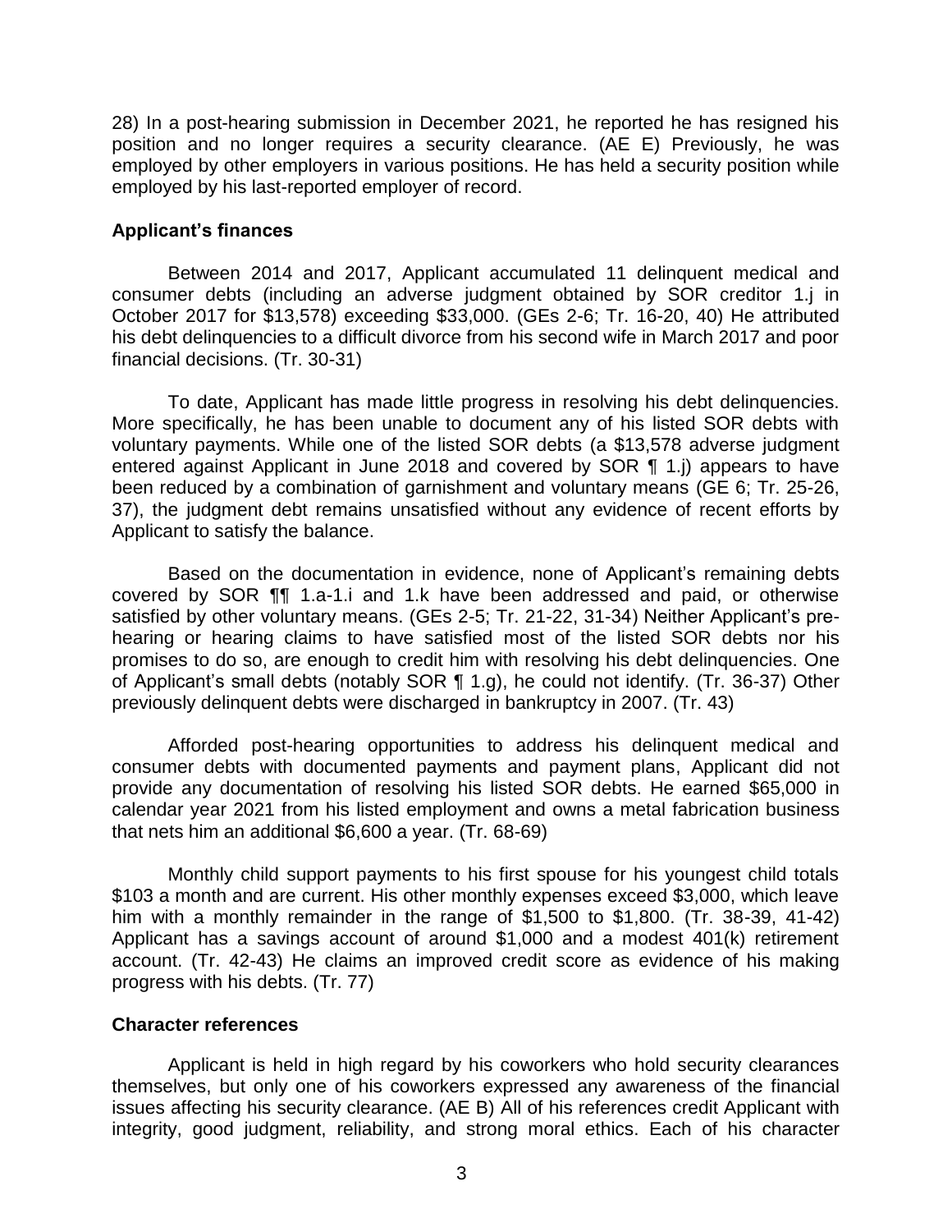28) In a post-hearing submission in December 2021, he reported he has resigned his position and no longer requires a security clearance. (AE E) Previously, he was employed by other employers in various positions. He has held a security position while employed by his last-reported employer of record.

### Applicant's finances

Between 2014 and 2017, Applicant accumulated 11 delinquent medical and consumer debts (including an adverse judgment obtained by SOR creditor 1.j in October 2017 for $13,578) exceeding $33,000. (GEs 2-6; Tr. 16-20, 40) He attributed his debt delinquencies to a difficult divorce from his second wife in March 2017 and poor financial decisions. (Tr. 30-31)

To date, Applicant has made little progress in resolving his debt delinquencies. More specifically, he has been unable to document any of his listed SOR debts with voluntary payments. While one of the listed SOR debts (a $13,578 adverse judgment entered against Applicant in June 2018 and covered by SOR ¶ 1.j) appears to have been reduced by a combination of garnishment and voluntary means (GE 6; Tr. 25-26, 37), the judgment debt remains unsatisfied without any evidence of recent efforts by Applicant to satisfy the balance.

Based on the documentation in evidence, none of Applicant's remaining debts covered by SOR ¶¶ 1.a-1.i and 1.k have been addressed and paid, or otherwise satisfied by other voluntary means. (GEs 2-5; Tr. 21-22, 31-34) Neither Applicant's pre-hearing or hearing claims to have satisfied most of the listed SOR debts nor his promises to do so, are enough to credit him with resolving his debt delinquencies. One of Applicant's small debts (notably SOR ¶ 1.g), he could not identify. (Tr. 36-37) Other previously delinquent debts were discharged in bankruptcy in 2007. (Tr. 43)

Afforded post-hearing opportunities to address his delinquent medical and consumer debts with documented payments and payment plans, Applicant did not provide any documentation of resolving his listed SOR debts. He earned $65,000 in calendar year 2021 from his listed employment and owns a metal fabrication business that nets him an additional $6,600 a year. (Tr. 68-69)

Monthly child support payments to his first spouse for his youngest child totals $103 a month and are current. His other monthly expenses exceed $3,000, which leave him with a monthly remainder in the range of $1,500 to $1,800. (Tr. 38-39, 41-42) Applicant has a savings account of around $1,000 and a modest 401(k) retirement account. (Tr. 42-43) He claims an improved credit score as evidence of his making progress with his debts. (Tr. 77)

### Character references

Applicant is held in high regard by his coworkers who hold security clearances themselves, but only one of his coworkers expressed any awareness of the financial issues affecting his security clearance. (AE B) All of his references credit Applicant with integrity, good judgment, reliability, and strong moral ethics. Each of his character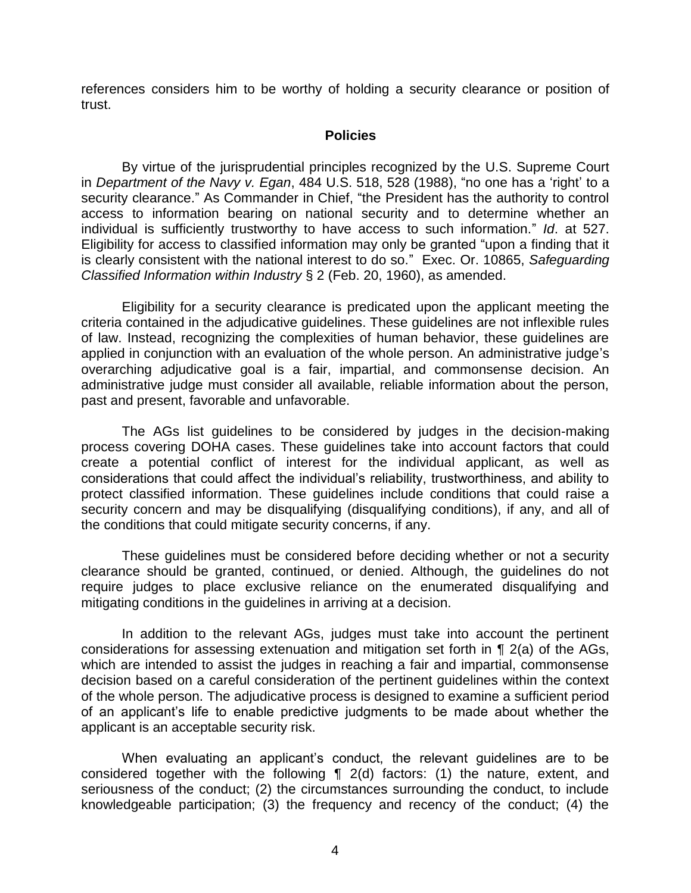references considers him to be worthy of holding a security clearance or position of trust.

## Policies

By virtue of the jurisprudential principles recognized by the U.S. Supreme Court in *Department of the Navy v. Egan*, 484 U.S. 518, 528 (1988), "no one has a 'right' to a security clearance." As Commander in Chief, "the President has the authority to control access to information bearing on national security and to determine whether an individual is sufficiently trustworthy to have access to such information." *Id*. at 527. Eligibility for access to classified information may only be granted "upon a finding that it is clearly consistent with the national interest to do so." Exec. Or. 10865, *Safeguarding Classified Information within Industry* § 2 (Feb. 20, 1960), as amended.

Eligibility for a security clearance is predicated upon the applicant meeting the criteria contained in the adjudicative guidelines. These guidelines are not inflexible rules of law. Instead, recognizing the complexities of human behavior, these guidelines are applied in conjunction with an evaluation of the whole person. An administrative judge's overarching adjudicative goal is a fair, impartial, and commonsense decision. An administrative judge must consider all available, reliable information about the person, past and present, favorable and unfavorable.

The AGs list guidelines to be considered by judges in the decision-making process covering DOHA cases. These guidelines take into account factors that could create a potential conflict of interest for the individual applicant, as well as considerations that could affect the individual's reliability, trustworthiness, and ability to protect classified information. These guidelines include conditions that could raise a security concern and may be disqualifying (disqualifying conditions), if any, and all of the conditions that could mitigate security concerns, if any.

These guidelines must be considered before deciding whether or not a security clearance should be granted, continued, or denied. Although, the guidelines do not require judges to place exclusive reliance on the enumerated disqualifying and mitigating conditions in the guidelines in arriving at a decision.

In addition to the relevant AGs, judges must take into account the pertinent considerations for assessing extenuation and mitigation set forth in ¶ 2(a) of the AGs, which are intended to assist the judges in reaching a fair and impartial, commonsense decision based on a careful consideration of the pertinent guidelines within the context of the whole person. The adjudicative process is designed to examine a sufficient period of an applicant's life to enable predictive judgments to be made about whether the applicant is an acceptable security risk.

When evaluating an applicant's conduct, the relevant guidelines are to be considered together with the following ¶ 2(d) factors: (1) the nature, extent, and seriousness of the conduct; (2) the circumstances surrounding the conduct, to include knowledgeable participation; (3) the frequency and recency of the conduct; (4) the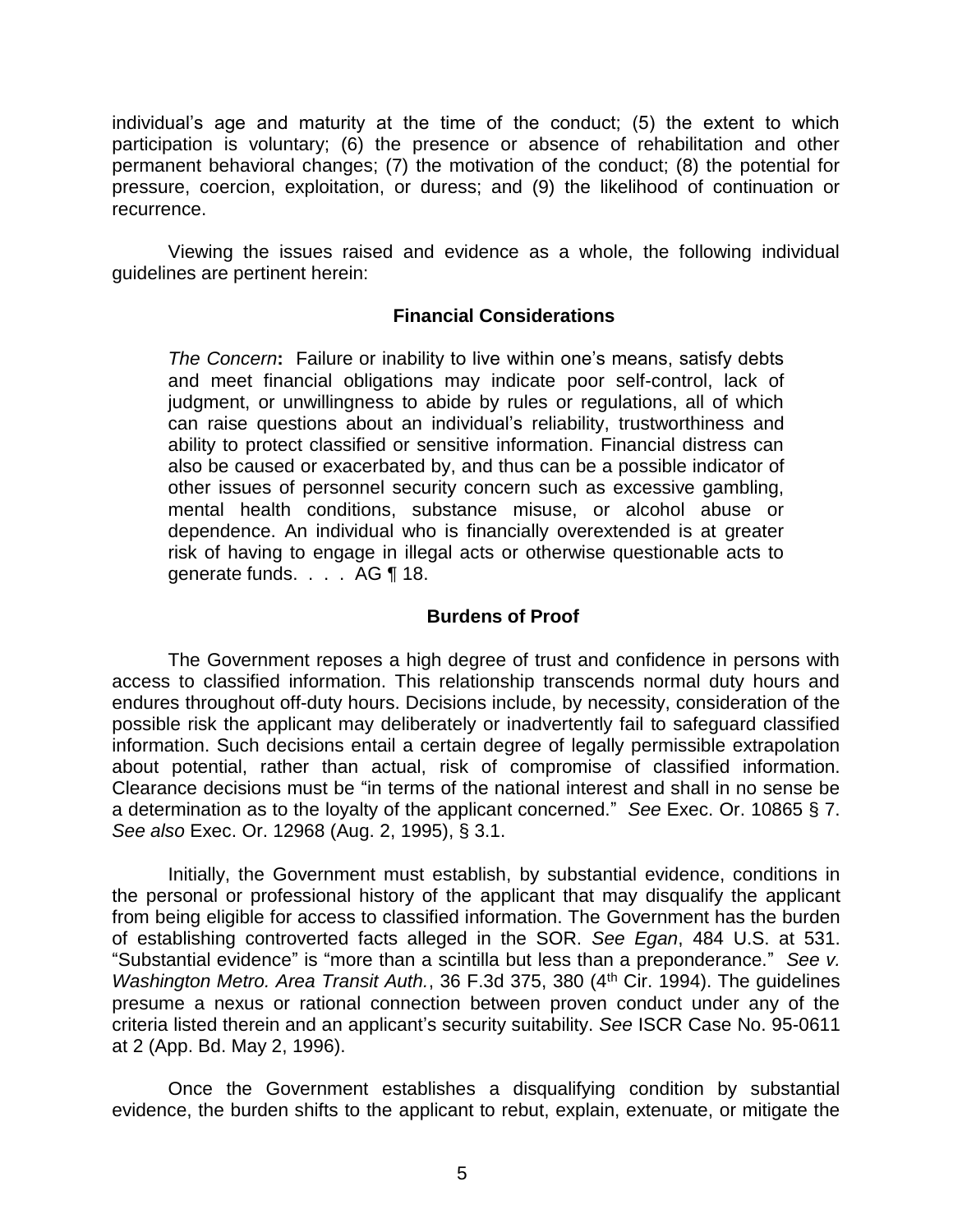individual's age and maturity at the time of the conduct; (5) the extent to which participation is voluntary; (6) the presence or absence of rehabilitation and other permanent behavioral changes; (7) the motivation of the conduct; (8) the potential for pressure, coercion, exploitation, or duress; and (9) the likelihood of continuation or recurrence.

Viewing the issues raised and evidence as a whole, the following individual guidelines are pertinent herein:

### Financial Considerations

> *The Concern***:** Failure or inability to live within one's means, satisfy debts and meet financial obligations may indicate poor self-control, lack of judgment, or unwillingness to abide by rules or regulations, all of which can raise questions about an individual's reliability, trustworthiness and ability to protect classified or sensitive information. Financial distress can also be caused or exacerbated by, and thus can be a possible indicator of other issues of personnel security concern such as excessive gambling, mental health conditions, substance misuse, or alcohol abuse or dependence. An individual who is financially overextended is at greater risk of having to engage in illegal acts or otherwise questionable acts to generate funds. . . . AG ¶ 18.

### Burdens of Proof

The Government reposes a high degree of trust and confidence in persons with access to classified information. This relationship transcends normal duty hours and endures throughout off-duty hours. Decisions include, by necessity, consideration of the possible risk the applicant may deliberately or inadvertently fail to safeguard classified information. Such decisions entail a certain degree of legally permissible extrapolation about potential, rather than actual, risk of compromise of classified information. Clearance decisions must be "in terms of the national interest and shall in no sense be a determination as to the loyalty of the applicant concerned." *See* Exec. Or. 10865 § 7. *See also* Exec. Or. 12968 (Aug. 2, 1995), § 3.1.

Initially, the Government must establish, by substantial evidence, conditions in the personal or professional history of the applicant that may disqualify the applicant from being eligible for access to classified information. The Government has the burden of establishing controverted facts alleged in the SOR. *See Egan*, 484 U.S. at 531. "Substantial evidence" is "more than a scintilla but less than a preponderance." *See v. Washington Metro. Area Transit Auth.*, 36 F.3d 375, 380 (4th Cir. 1994). The guidelines presume a nexus or rational connection between proven conduct under any of the criteria listed therein and an applicant's security suitability. *See* ISCR Case No. 95-0611 at 2 (App. Bd. May 2, 1996).

Once the Government establishes a disqualifying condition by substantial evidence, the burden shifts to the applicant to rebut, explain, extenuate, or mitigate the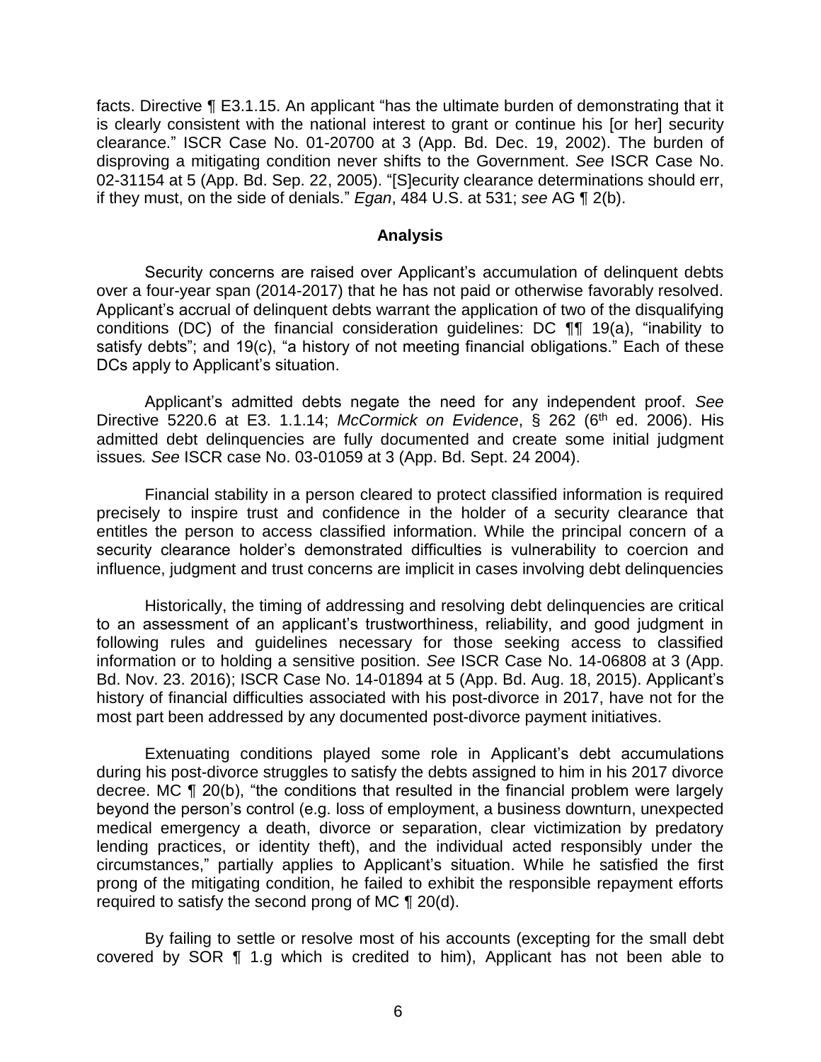facts. Directive ¶ E3.1.15. An applicant "has the ultimate burden of demonstrating that it is clearly consistent with the national interest to grant or continue his [or her] security clearance." ISCR Case No. 01-20700 at 3 (App. Bd. Dec. 19, 2002). The burden of disproving a mitigating condition never shifts to the Government. *See* ISCR Case No. 02-31154 at 5 (App. Bd. Sep. 22, 2005). "[S]ecurity clearance determinations should err, if they must, on the side of denials." *Egan*, 484 U.S. at 531; *see* AG ¶ 2(b).

## Analysis

Security concerns are raised over Applicant's accumulation of delinquent debts over a four-year span (2014-2017) that he has not paid or otherwise favorably resolved. Applicant's accrual of delinquent debts warrant the application of two of the disqualifying conditions (DC) of the financial consideration guidelines: DC ¶¶ 19(a), "inability to satisfy debts"; and 19(c), "a history of not meeting financial obligations." Each of these DCs apply to Applicant's situation.

Applicant's admitted debts negate the need for any independent proof. *See* Directive 5220.6 at E3. 1.1.14; *McCormick on Evidence*, § 262 (6th ed. 2006). His admitted debt delinquencies are fully documented and create some initial judgment issues*. See* ISCR case No. 03-01059 at 3 (App. Bd. Sept. 24 2004).

Financial stability in a person cleared to protect classified information is required precisely to inspire trust and confidence in the holder of a security clearance that entitles the person to access classified information. While the principal concern of a security clearance holder's demonstrated difficulties is vulnerability to coercion and influence, judgment and trust concerns are implicit in cases involving debt delinquencies

Historically, the timing of addressing and resolving debt delinquencies are critical to an assessment of an applicant's trustworthiness, reliability, and good judgment in following rules and guidelines necessary for those seeking access to classified information or to holding a sensitive position. *See* ISCR Case No. 14-06808 at 3 (App. Bd. Nov. 23. 2016); ISCR Case No. 14-01894 at 5 (App. Bd. Aug. 18, 2015). Applicant's history of financial difficulties associated with his post-divorce in 2017, have not for the most part been addressed by any documented post-divorce payment initiatives.

Extenuating conditions played some role in Applicant's debt accumulations during his post-divorce struggles to satisfy the debts assigned to him in his 2017 divorce decree. MC ¶ 20(b), "the conditions that resulted in the financial problem were largely beyond the person's control (e.g. loss of employment, a business downturn, unexpected medical emergency a death, divorce or separation, clear victimization by predatory lending practices, or identity theft), and the individual acted responsibly under the circumstances," partially applies to Applicant's situation. While he satisfied the first prong of the mitigating condition, he failed to exhibit the responsible repayment efforts required to satisfy the second prong of MC ¶ 20(d).

By failing to settle or resolve most of his accounts (excepting for the small debt covered by SOR ¶ 1.g which is credited to him), Applicant has not been able to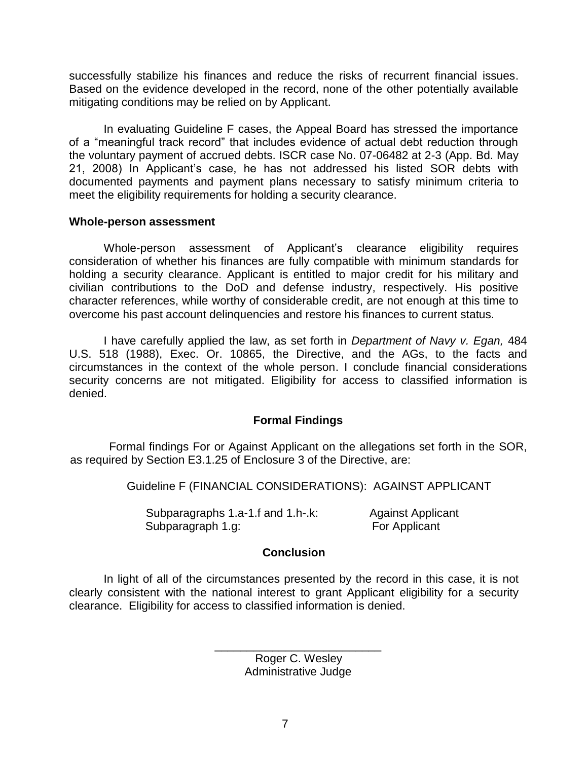successfully stabilize his finances and reduce the risks of recurrent financial issues. Based on the evidence developed in the record, none of the other potentially available mitigating conditions may be relied on by Applicant.

In evaluating Guideline F cases, the Appeal Board has stressed the importance of a "meaningful track record" that includes evidence of actual debt reduction through the voluntary payment of accrued debts. ISCR case No. 07-06482 at 2-3 (App. Bd. May 21, 2008) In Applicant's case, he has not addressed his listed SOR debts with documented payments and payment plans necessary to satisfy minimum criteria to meet the eligibility requirements for holding a security clearance.

**Whole-person assessment**

Whole-person assessment of Applicant's clearance eligibility requires consideration of whether his finances are fully compatible with minimum standards for holding a security clearance. Applicant is entitled to major credit for his military and civilian contributions to the DoD and defense industry, respectively. His positive character references, while worthy of considerable credit, are not enough at this time to overcome his past account delinquencies and restore his finances to current status.

I have carefully applied the law, as set forth in *Department of Navy v. Egan,* 484 U.S. 518 (1988), Exec. Or. 10865, the Directive, and the AGs, to the facts and circumstances in the context of the whole person. I conclude financial considerations security concerns are not mitigated. Eligibility for access to classified information is denied.

## Formal Findings

Formal findings For or Against Applicant on the allegations set forth in the SOR, as required by Section E3.1.25 of Enclosure 3 of the Directive, are:

Guideline F (FINANCIAL CONSIDERATIONS): AGAINST APPLICANT

| | |
|---|---|
| Subparagraphs 1.a-1.f and 1.h-.k: | Against Applicant |
| Subparagraph 1.g: | For Applicant |

## Conclusion

In light of all of the circumstances presented by the record in this case, it is not clearly consistent with the national interest to grant Applicant eligibility for a security clearance. Eligibility for access to classified information is denied.

\_\_\_\_\_\_\_\_\_\_\_\_\_\_\_\_\_\_\_\_\_\_\_\_\_\_

Roger C. Wesley
Administrative Judge